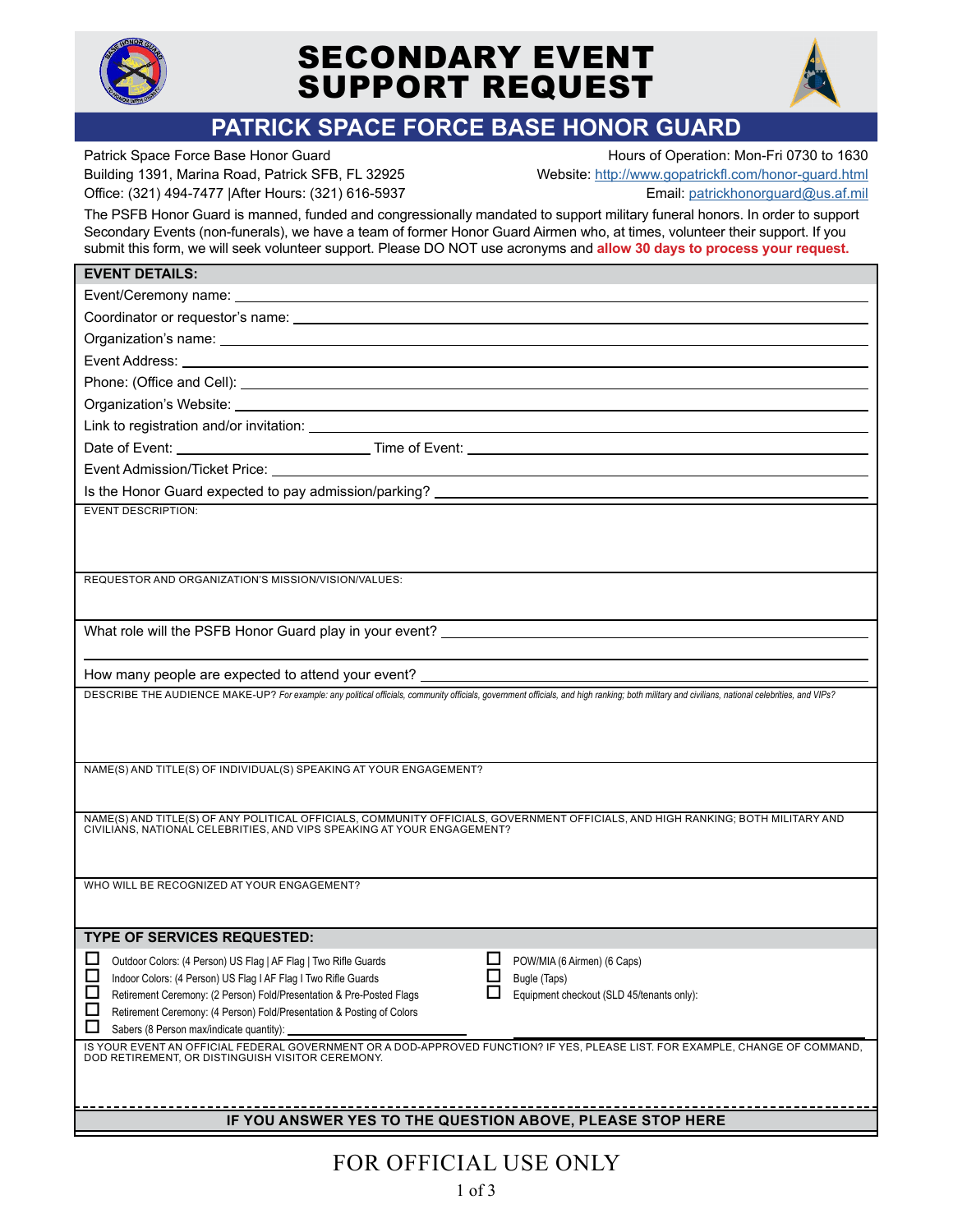# SECONDARY EVENT SUPPORT REQUEST

## PATRICK SPACE FORCE BASE HONOR GUARD

Patrick Space Force Base Honor Guard
Building 1391, Marina Road, Patrick SFB, FL 32925
Office: (321) 494-7477 |After Hours: (321) 616-5937

Hours of Operation: Mon-Fri 0730 to 1630
Website: http://www.gopatrickfl.com/honor-guard.html
Email: patrickhonorguard@us.af.mil

The PSFB Honor Guard is manned, funded and congressionally mandated to support military funeral honors. In order to support Secondary Events (non-funerals), we have a team of former Honor Guard Airmen who, at times, volunteer their support. If you submit this form, we will seek volunteer support. Please DO NOT use acronyms and **allow 30 days to process your request.**

### EVENT DETAILS:

Event/Ceremony name: ____________________

Coordinator or requestor's name: ____________________

Organization's name: ____________________

Event Address: ____________________

Phone: (Office and Cell): ____________________

Organization's Website: ____________________

Link to registration and/or invitation: ____________________

Date of Event: ____________________ Time of Event: ____________________

Event Admission/Ticket Price: ____________________

Is the Honor Guard expected to pay admission/parking? ____________________

EVENT DESCRIPTION:

REQUESTOR AND ORGANIZATION'S MISSION/VISION/VALUES:

What role will the PSFB Honor Guard play in your event? ____________________

How many people are expected to attend your event? ____________________

DESCRIBE THE AUDIENCE MAKE-UP? *For example: any political officials, community officials, government officials, and high ranking; both military and civilians, national celebrities, and VIPs?*

NAME(S) AND TITLE(S) OF INDIVIDUAL(S) SPEAKING AT YOUR ENGAGEMENT?

NAME(S) AND TITLE(S) OF ANY POLITICAL OFFICIALS, COMMUNITY OFFICIALS, GOVERNMENT OFFICIALS, AND HIGH RANKING; BOTH MILITARY AND CIVILIANS, NATIONAL CELEBRITIES, AND VIPS SPEAKING AT YOUR ENGAGEMENT?

WHO WILL BE RECOGNIZED AT YOUR ENGAGEMENT?

### TYPE OF SERVICES REQUESTED:

- ☐ Outdoor Colors: (4 Person) US Flag | AF Flag | Two Rifle Guards
- ☐ Indoor Colors: (4 Person) US Flag I AF Flag I Two Rifle Guards
- ☐ Retirement Ceremony: (2 Person) Fold/Presentation & Pre-Posted Flags
- ☐ Retirement Ceremony: (4 Person) Fold/Presentation & Posting of Colors
- ☐ Sabers (8 Person max/indicate quantity): ____________________
- ☐ POW/MIA (6 Airmen) (6 Caps)
- ☐ Bugle (Taps)
- ☐ Equipment checkout (SLD 45/tenants only): ____________________

IS YOUR EVENT AN OFFICIAL FEDERAL GOVERNMENT OR A DOD-APPROVED FUNCTION? IF YES, PLEASE LIST. FOR EXAMPLE, CHANGE OF COMMAND, DOD RETIREMENT, OR DISTINGUISH VISITOR CEREMONY.

**IF YOU ANSWER YES TO THE QUESTION ABOVE, PLEASE STOP HERE**

FOR OFFICIAL USE ONLY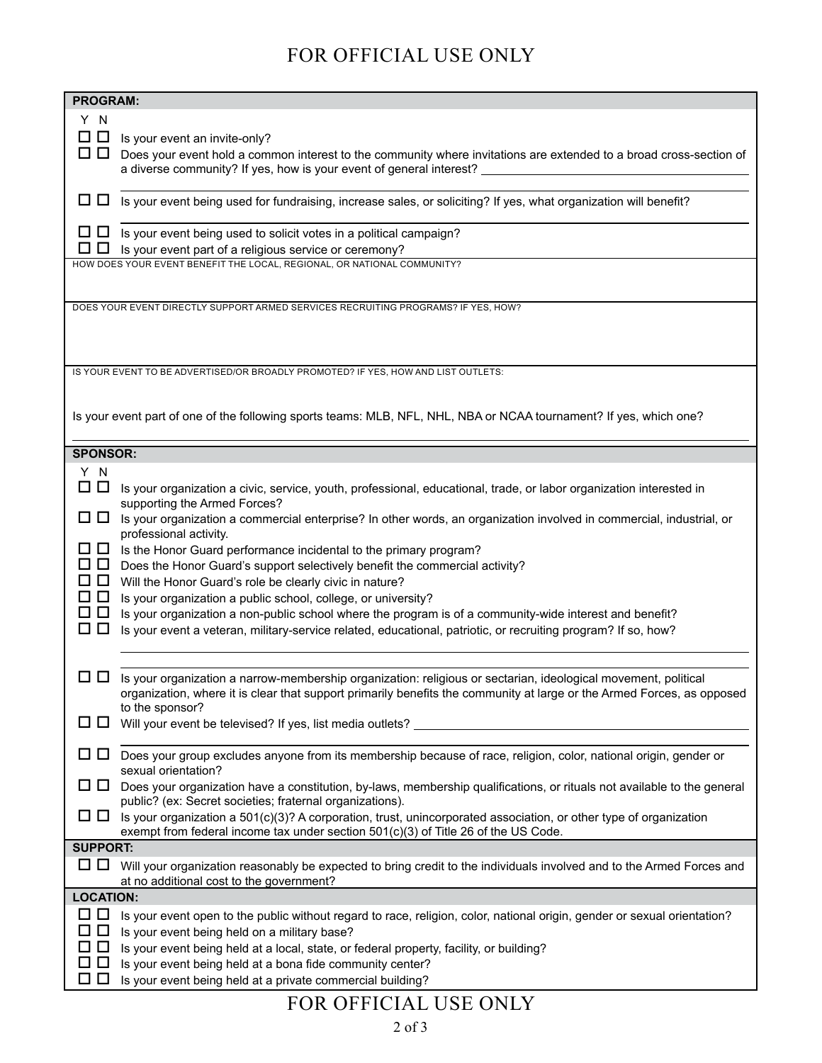FOR OFFICIAL USE ONLY

## PROGRAM:

Y N

- ☐ ☐ Is your event an invite-only?
- ☐ ☐ Does your event hold a common interest to the community where invitations are extended to a broad cross-section of a diverse community? If yes, how is your event of general interest? ______________________
- ☐ ☐ Is your event being used for fundraising, increase sales, or soliciting? If yes, what organization will benefit? ______________________
- ☐ ☐ Is your event being used to solicit votes in a political campaign?
- ☐ ☐ Is your event part of a religious service or ceremony?

HOW DOES YOUR EVENT BENEFIT THE LOCAL, REGIONAL, OR NATIONAL COMMUNITY?

DOES YOUR EVENT DIRECTLY SUPPORT ARMED SERVICES RECRUITING PROGRAMS? IF YES, HOW?

IS YOUR EVENT TO BE ADVERTISED/OR BROADLY PROMOTED? IF YES, HOW AND LIST OUTLETS:

Is your event part of one of the following sports teams: MLB, NFL, NHL, NBA or NCAA tournament? If yes, which one? ______________________

## SPONSOR:

Y N

- ☐ ☐ Is your organization a civic, service, youth, professional, educational, trade, or labor organization interested in supporting the Armed Forces?
- ☐ ☐ Is your organization a commercial enterprise? In other words, an organization involved in commercial, industrial, or professional activity.
- ☐ ☐ Is the Honor Guard performance incidental to the primary program?
- ☐ ☐ Does the Honor Guard's support selectively benefit the commercial activity?
- ☐ ☐ Will the Honor Guard's role be clearly civic in nature?
- ☐ ☐ Is your organization a public school, college, or university?
- ☐ ☐ Is your organization a non-public school where the program is of a community-wide interest and benefit?
- ☐ ☐ Is your event a veteran, military-service related, educational, patriotic, or recruiting program? If so, how? ______________________
- ☐ ☐ Is your organization a narrow-membership organization: religious or sectarian, ideological movement, political organization, where it is clear that support primarily benefits the community at large or the Armed Forces, as opposed to the sponsor?
- ☐ ☐ Will your event be televised? If yes, list media outlets? ______________________
- ☐ ☐ Does your group excludes anyone from its membership because of race, religion, color, national origin, gender or sexual orientation?
- ☐ ☐ Does your organization have a constitution, by-laws, membership qualifications, or rituals not available to the general public? (ex: Secret societies; fraternal organizations).
- ☐ ☐ Is your organization a 501(c)(3)? A corporation, trust, unincorporated association, or other type of organization exempt from federal income tax under section 501(c)(3) of Title 26 of the US Code.

## SUPPORT:

- ☐ ☐ Will your organization reasonably be expected to bring credit to the individuals involved and to the Armed Forces and at no additional cost to the government?

## LOCATION:

- ☐ ☐ Is your event open to the public without regard to race, religion, color, national origin, gender or sexual orientation?
- ☐ ☐ Is your event being held on a military base?
- ☐ ☐ Is your event being held at a local, state, or federal property, facility, or building?
- ☐ ☐ Is your event being held at a bona fide community center?
- ☐ ☐ Is your event being held at a private commercial building?

FOR OFFICIAL USE ONLY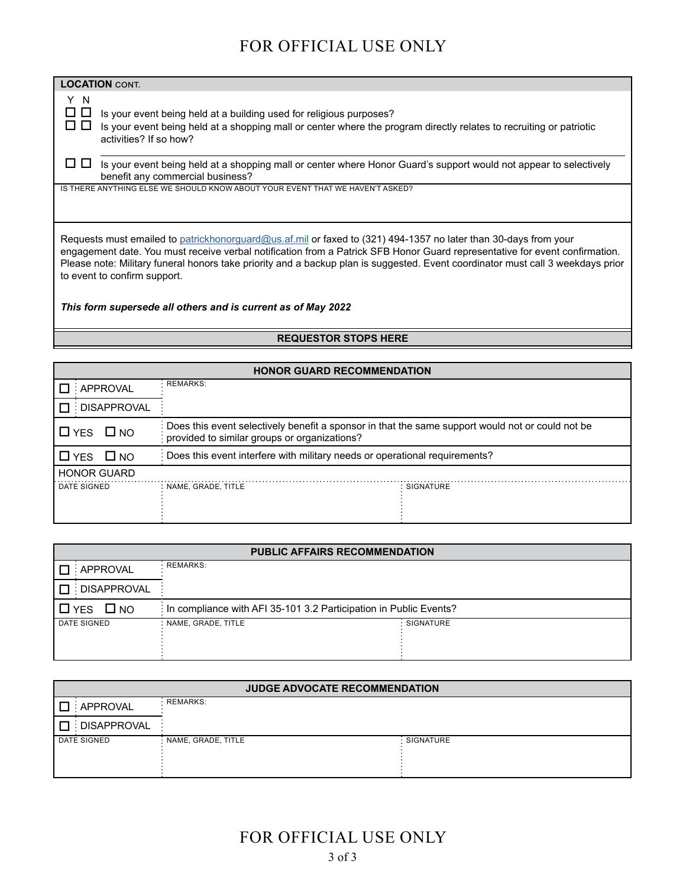**LOCATION** CONT.

| Y | N | |
|---|---|---|
| ☐ | ☐ | Is your event being held at a building used for religious purposes? |
| ☐ | ☐ | Is your event being held at a shopping mall or center where the program directly relates to recruiting or patriotic activities? If so how? |
| ☐ | ☐ | Is your event being held at a shopping mall or center where Honor Guard's support would not appear to selectively benefit any commercial business? |

IS THERE ANYTHING ELSE WE SHOULD KNOW ABOUT YOUR EVENT THAT WE HAVEN'T ASKED?

Requests must emailed to patrickhonorguard@us.af.mil or faxed to (321) 494-1357 no later than 30-days from your engagement date. You must receive verbal notification from a Patrick SFB Honor Guard representative for event confirmation. Please note: Military funeral honors take priority and a backup plan is suggested. Event coordinator must call 3 weekdays prior to event to confirm support.

***This form supersede all others and is current as of May 2022***

**REQUESTOR STOPS HERE**

**HONOR GUARD RECOMMENDATION**

| | | |
|---|---|---|
| ☐ APPROVAL | REMARKS: | |
| ☐ DISAPPROVAL | | |
| ☐ YES ☐ NO | Does this event selectively benefit a sponsor in that the same support would not or could not be provided to similar groups or organizations? | |
| ☐ YES ☐ NO | Does this event interfere with military needs or operational requirements? | |
| HONOR GUARD | | |
| DATE SIGNED | NAME, GRADE, TITLE | SIGNATURE |

**PUBLIC AFFAIRS RECOMMENDATION**

| | | |
|---|---|---|
| ☐ APPROVAL | REMARKS: | |
| ☐ DISAPPROVAL | | |
| ☐ YES ☐ NO | In compliance with AFI 35-101 3.2 Participation in Public Events? | |
| DATE SIGNED | NAME, GRADE, TITLE | SIGNATURE |

**JUDGE ADVOCATE RECOMMENDATION**

| | | |
|---|---|---|
| ☐ APPROVAL | REMARKS: | |
| ☐ DISAPPROVAL | | |
| DATE SIGNED | NAME, GRADE, TITLE | SIGNATURE |